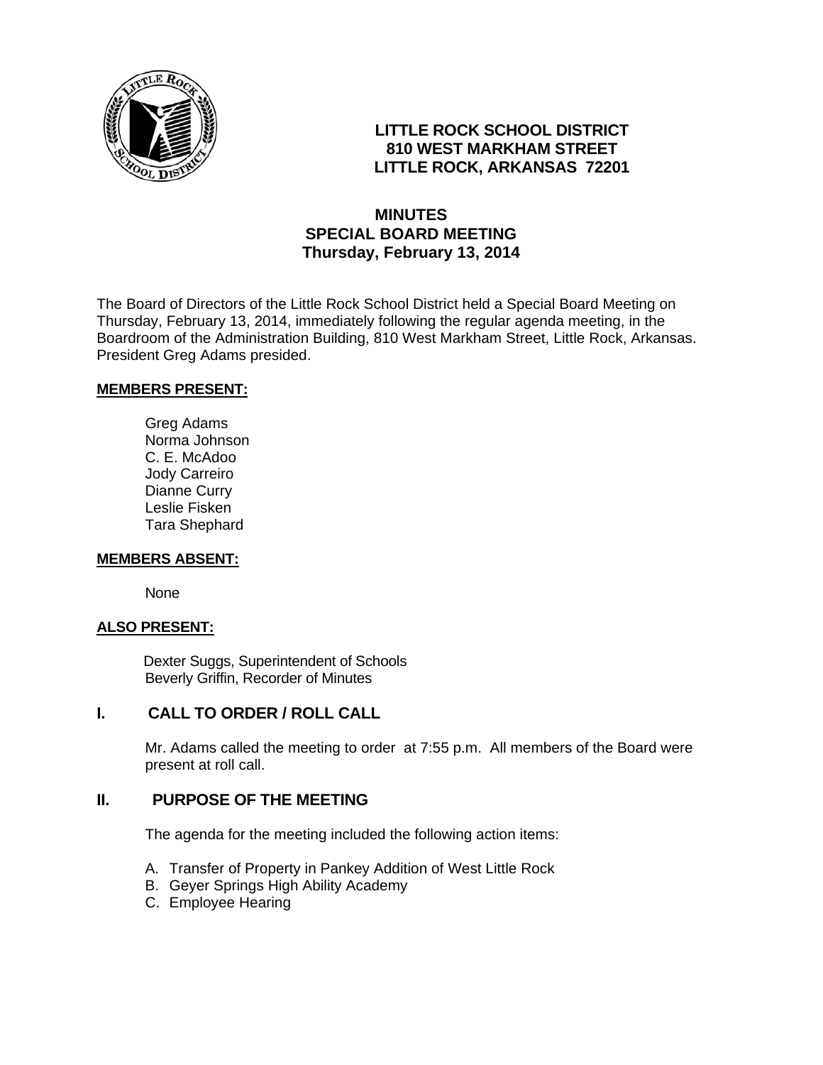**LITTLE ROCK SCHOOL DISTRICT**
**810 WEST MARKHAM STREET**
**LITTLE ROCK, ARKANSAS 72201**

# MINUTES
## SPECIAL BOARD MEETING
### Thursday, February 13, 2014

The Board of Directors of the Little Rock School District held a Special Board Meeting on Thursday, February 13, 2014, immediately following the regular agenda meeting, in the Boardroom of the Administration Building, 810 West Markham Street, Little Rock, Arkansas. President Greg Adams presided.

**MEMBERS PRESENT:**

Greg Adams
Norma Johnson
C. E. McAdoo
Jody Carreiro
Dianne Curry
Leslie Fisken
Tara Shephard

**MEMBERS ABSENT:**

None

**ALSO PRESENT:**

Dexter Suggs, Superintendent of Schools
Beverly Griffin, Recorder of Minutes

## I. CALL TO ORDER / ROLL CALL

Mr. Adams called the meeting to order at 7:55 p.m. All members of the Board were present at roll call.

## II. PURPOSE OF THE MEETING

The agenda for the meeting included the following action items:

A. Transfer of Property in Pankey Addition of West Little Rock
B. Geyer Springs High Ability Academy
C. Employee Hearing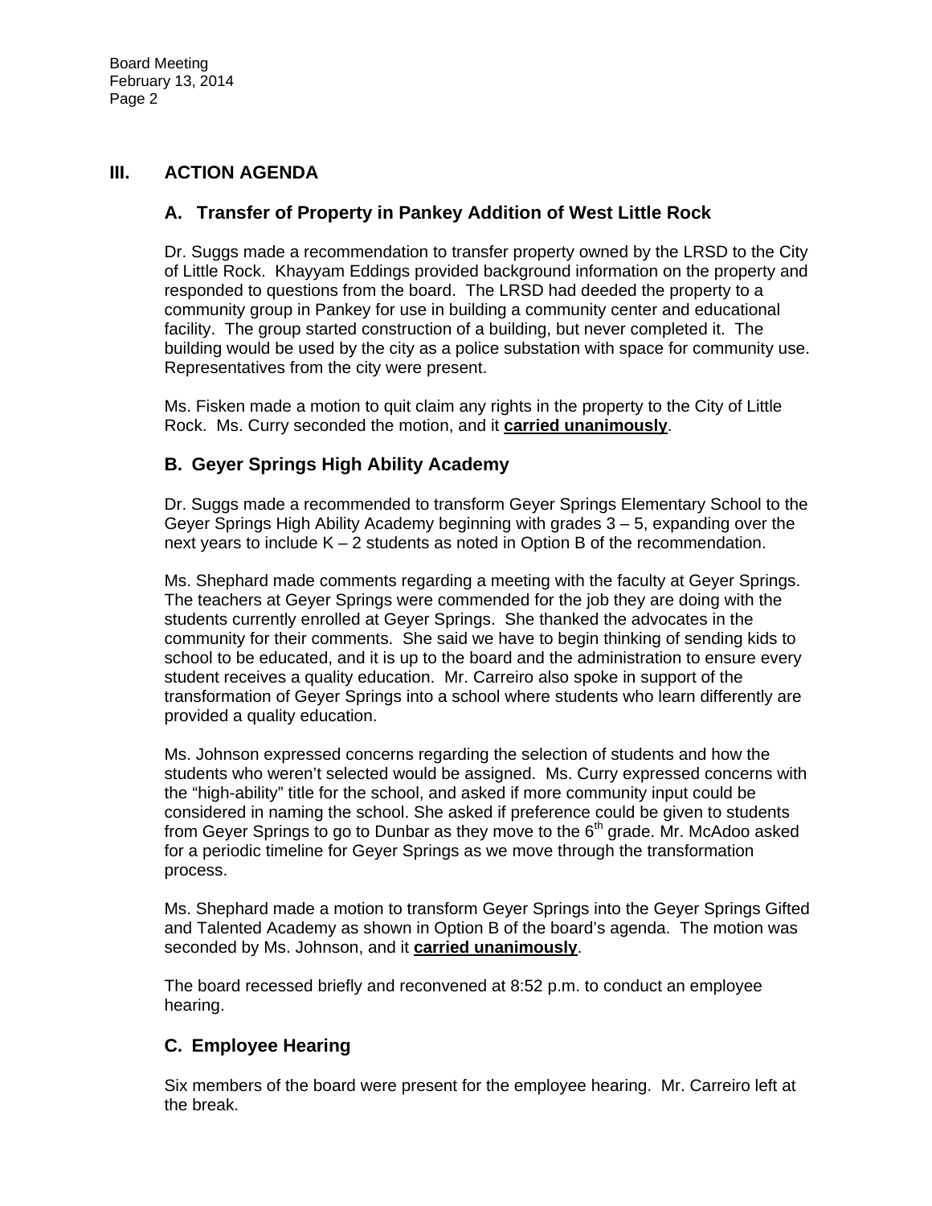## III. ACTION AGENDA

### A. Transfer of Property in Pankey Addition of West Little Rock

Dr. Suggs made a recommendation to transfer property owned by the LRSD to the City of Little Rock. Khayyam Eddings provided background information on the property and responded to questions from the board. The LRSD had deeded the property to a community group in Pankey for use in building a community center and educational facility. The group started construction of a building, but never completed it. The building would be used by the city as a police substation with space for community use. Representatives from the city were present.

Ms. Fisken made a motion to quit claim any rights in the property to the City of Little Rock. Ms. Curry seconded the motion, and it **carried unanimously**.

### B. Geyer Springs High Ability Academy

Dr. Suggs made a recommended to transform Geyer Springs Elementary School to the Geyer Springs High Ability Academy beginning with grades 3 – 5, expanding over the next years to include K – 2 students as noted in Option B of the recommendation.

Ms. Shephard made comments regarding a meeting with the faculty at Geyer Springs. The teachers at Geyer Springs were commended for the job they are doing with the students currently enrolled at Geyer Springs. She thanked the advocates in the community for their comments. She said we have to begin thinking of sending kids to school to be educated, and it is up to the board and the administration to ensure every student receives a quality education. Mr. Carreiro also spoke in support of the transformation of Geyer Springs into a school where students who learn differently are provided a quality education.

Ms. Johnson expressed concerns regarding the selection of students and how the students who weren't selected would be assigned. Ms. Curry expressed concerns with the "high-ability" title for the school, and asked if more community input could be considered in naming the school. She asked if preference could be given to students from Geyer Springs to go to Dunbar as they move to the 6th grade. Mr. McAdoo asked for a periodic timeline for Geyer Springs as we move through the transformation process.

Ms. Shephard made a motion to transform Geyer Springs into the Geyer Springs Gifted and Talented Academy as shown in Option B of the board's agenda. The motion was seconded by Ms. Johnson, and it **carried unanimously**.

The board recessed briefly and reconvened at 8:52 p.m. to conduct an employee hearing.

### C. Employee Hearing

Six members of the board were present for the employee hearing. Mr. Carreiro left at the break.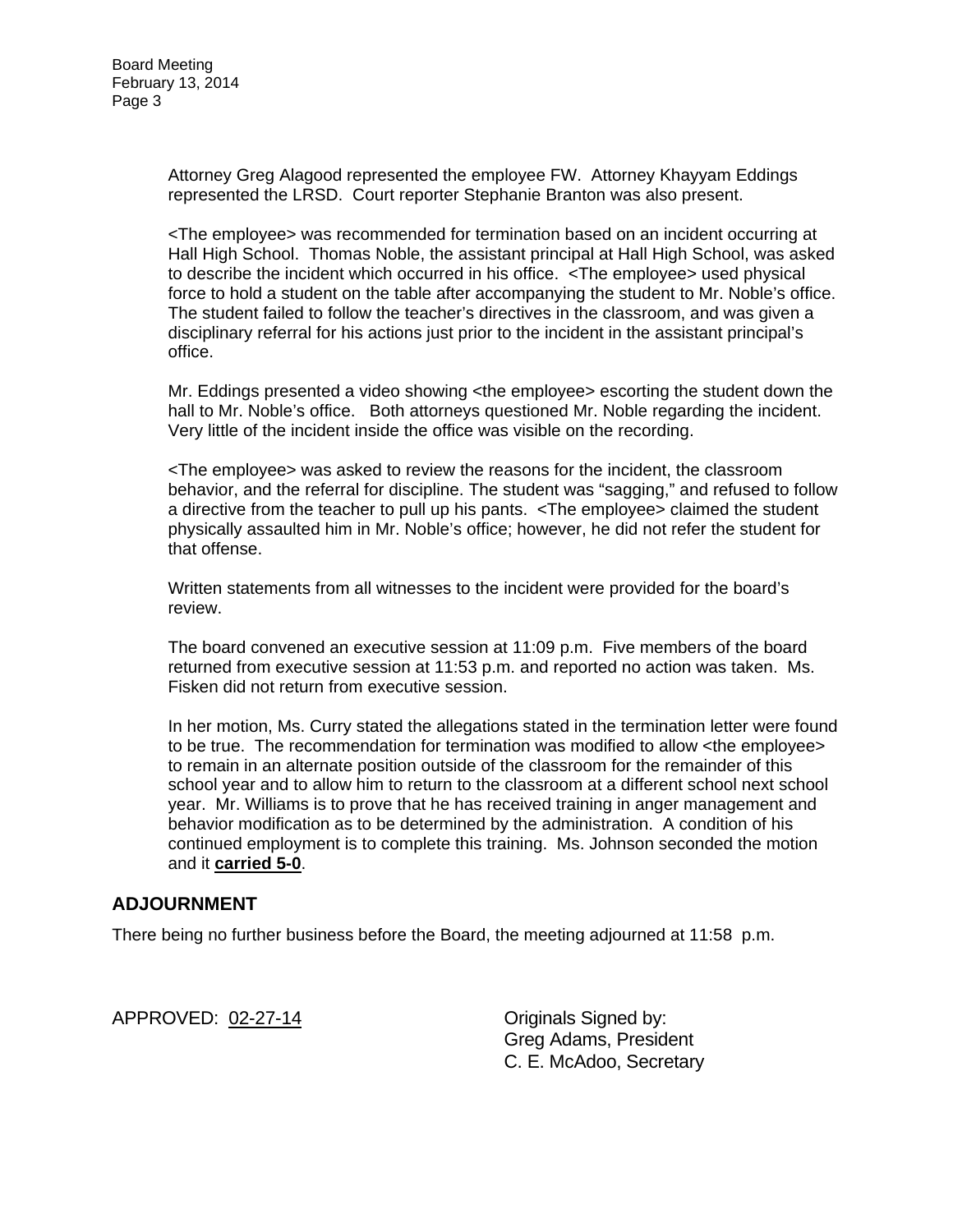Attorney Greg Alagood represented the employee FW. Attorney Khayyam Eddings represented the LRSD. Court reporter Stephanie Branton was also present.

<The employee> was recommended for termination based on an incident occurring at Hall High School. Thomas Noble, the assistant principal at Hall High School, was asked to describe the incident which occurred in his office. <The employee> used physical force to hold a student on the table after accompanying the student to Mr. Noble's office. The student failed to follow the teacher's directives in the classroom, and was given a disciplinary referral for his actions just prior to the incident in the assistant principal's office.

Mr. Eddings presented a video showing <the employee> escorting the student down the hall to Mr. Noble's office. Both attorneys questioned Mr. Noble regarding the incident. Very little of the incident inside the office was visible on the recording.

<The employee> was asked to review the reasons for the incident, the classroom behavior, and the referral for discipline. The student was "sagging," and refused to follow a directive from the teacher to pull up his pants. <The employee> claimed the student physically assaulted him in Mr. Noble's office; however, he did not refer the student for that offense.

Written statements from all witnesses to the incident were provided for the board's review.

The board convened an executive session at 11:09 p.m. Five members of the board returned from executive session at 11:53 p.m. and reported no action was taken. Ms. Fisken did not return from executive session.

In her motion, Ms. Curry stated the allegations stated in the termination letter were found to be true. The recommendation for termination was modified to allow <the employee> to remain in an alternate position outside of the classroom for the remainder of this school year and to allow him to return to the classroom at a different school next school year. Mr. Williams is to prove that he has received training in anger management and behavior modification as to be determined by the administration. A condition of his continued employment is to complete this training. Ms. Johnson seconded the motion and it **carried 5-0**.

## ADJOURNMENT

There being no further business before the Board, the meeting adjourned at 11:58 p.m.

APPROVED: 02-27-14

Originals Signed by:
Greg Adams, President
C. E. McAdoo, Secretary